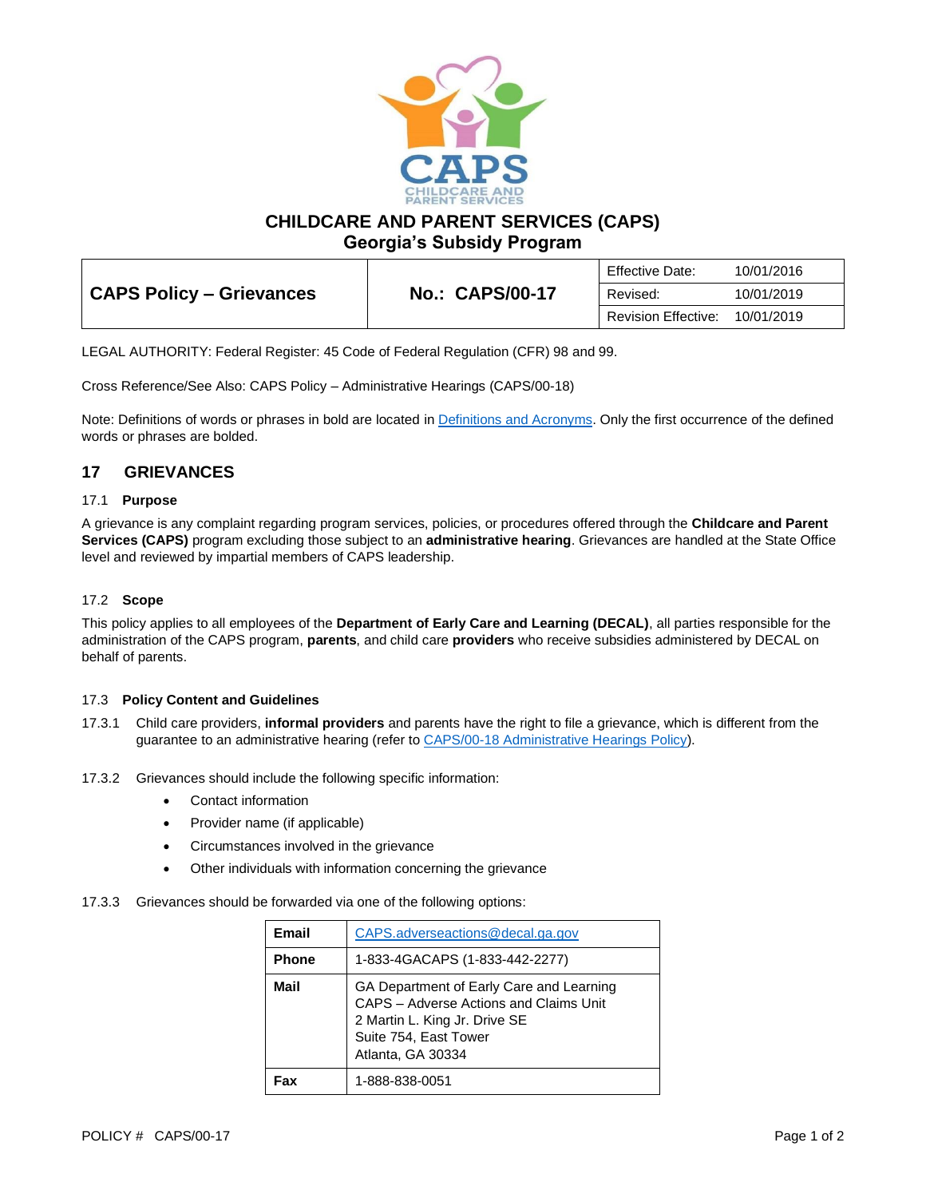# CHILDCARE AND PARENT SERVICES (CAPS)
## Georgia's Subsidy Program

| CAPS Policy – Grievances | No.: CAPS/00-17 | Effective Date: 10/01/2016 |
|---|---|---|
| | | Revised: 10/01/2019 |
| | | Revision Effective: 10/01/2019 |

LEGAL AUTHORITY: Federal Register: 45 Code of Federal Regulation (CFR) 98 and 99.

Cross Reference/See Also: CAPS Policy – Administrative Hearings (CAPS/00-18)

Note: Definitions of words or phrases in bold are located in Definitions and Acronyms. Only the first occurrence of the defined words or phrases are bolded.

## 17 GRIEVANCES

### 17.1 Purpose

A grievance is any complaint regarding program services, policies, or procedures offered through the **Childcare and Parent Services (CAPS)** program excluding those subject to an **administrative hearing**. Grievances are handled at the State Office level and reviewed by impartial members of CAPS leadership.

### 17.2 Scope

This policy applies to all employees of the **Department of Early Care and Learning (DECAL)**, all parties responsible for the administration of the CAPS program, **parents**, and child care **providers** who receive subsidies administered by DECAL on behalf of parents.

### 17.3 Policy Content and Guidelines

17.3.1 Child care providers, **informal providers** and parents have the right to file a grievance, which is different from the guarantee to an administrative hearing (refer to CAPS/00-18 Administrative Hearings Policy).

17.3.2 Grievances should include the following specific information:

- Contact information
- Provider name (if applicable)
- Circumstances involved in the grievance
- Other individuals with information concerning the grievance

17.3.3 Grievances should be forwarded via one of the following options:

| | |
|---|---|
| **Email** | CAPS.adverseactions@decal.ga.gov |
| **Phone** | 1-833-4GACAPS (1-833-442-2277) |
| **Mail** | GA Department of Early Care and Learning<br>CAPS – Adverse Actions and Claims Unit<br>2 Martin L. King Jr. Drive SE<br>Suite 754, East Tower<br>Atlanta, GA 30334 |
| **Fax** | 1-888-838-0051 |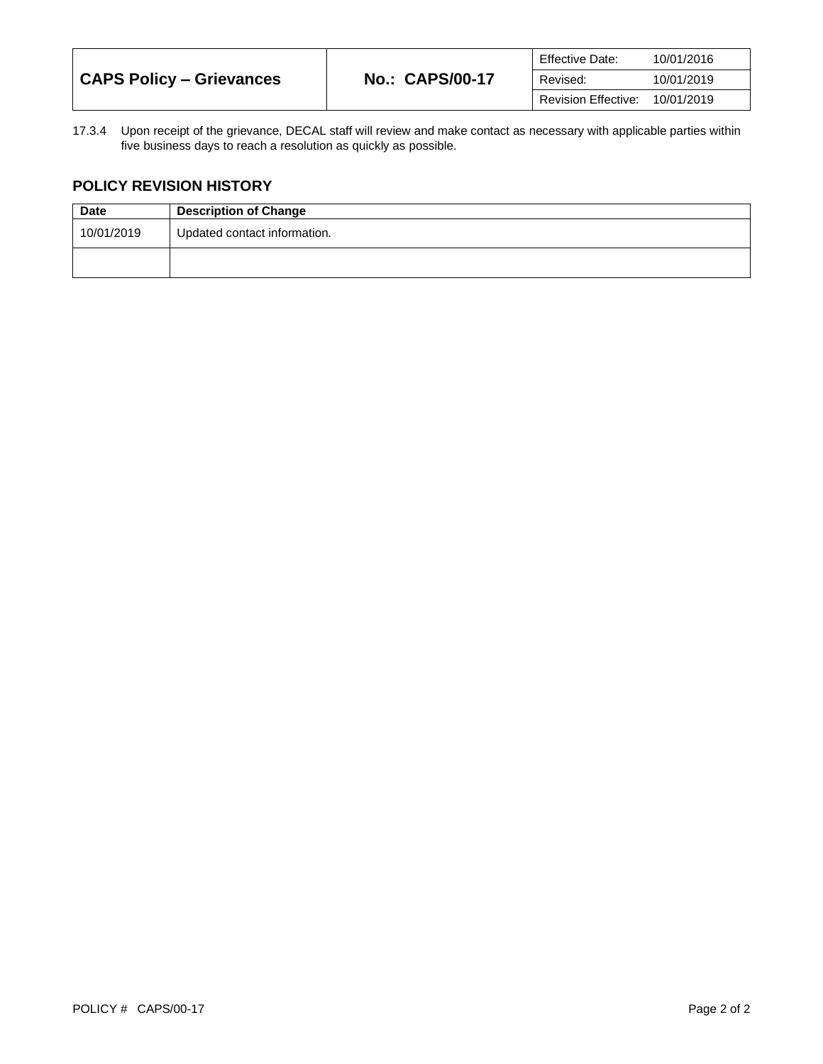17.3.4 Upon receipt of the grievance, DECAL staff will review and make contact as necessary with applicable parties within five business days to reach a resolution as quickly as possible.

## POLICY REVISION HISTORY

| Date | Description of Change |
| --- | --- |
| 10/01/2019 | Updated contact information. |
| | |